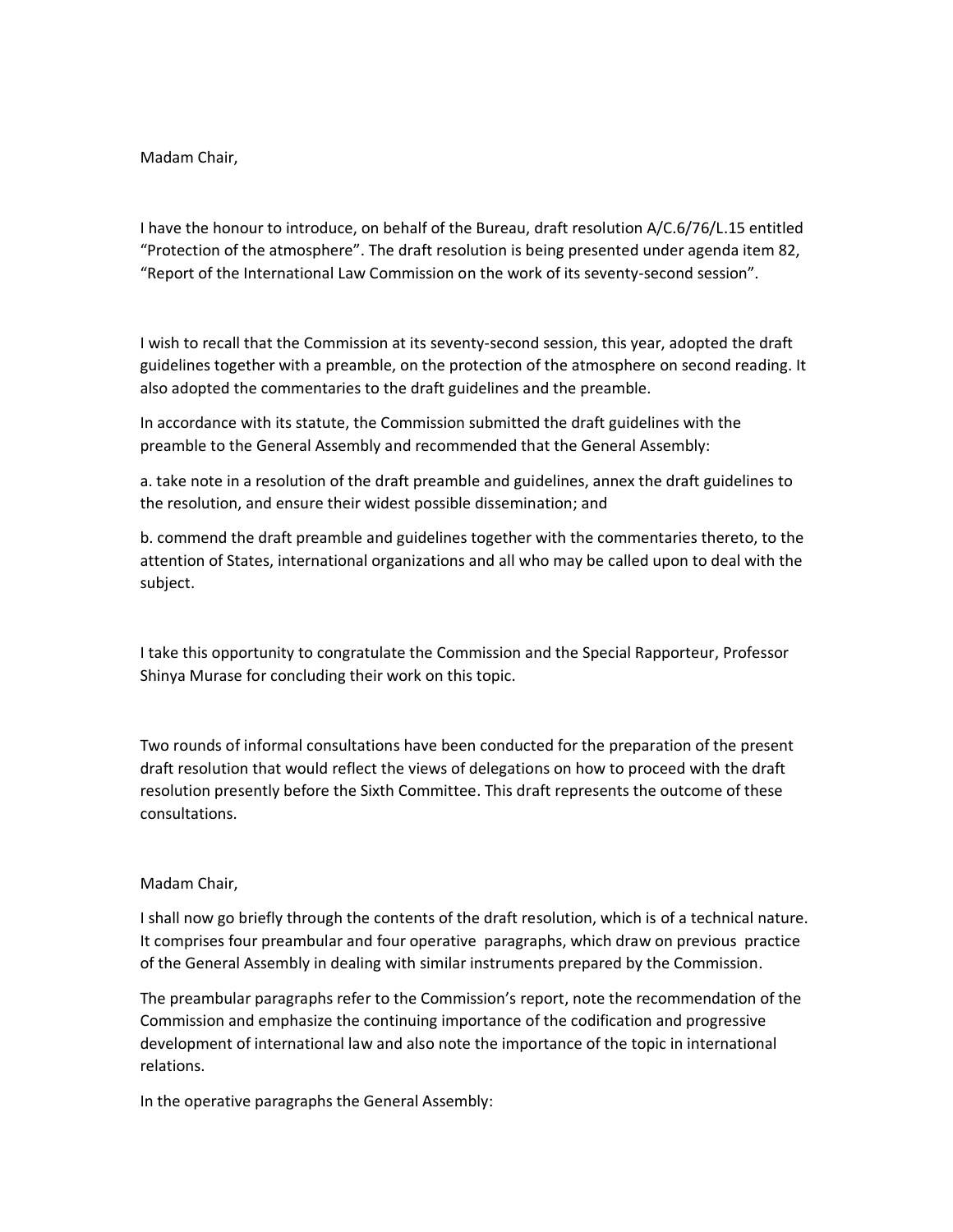Madam Chair,

I have the honour to introduce, on behalf of the Bureau, draft resolution A/C.6/76/L.15 entitled "Protection of the atmosphere". The draft resolution is being presented under agenda item 82, "Report of the International Law Commission on the work of its seventy-second session".

I wish to recall that the Commission at its seventy-second session, this year, adopted the draft guidelines together with a preamble, on the protection of the atmosphere on second reading. It also adopted the commentaries to the draft guidelines and the preamble.

In accordance with its statute, the Commission submitted the draft guidelines with the preamble to the General Assembly and recommended that the General Assembly:

a. take note in a resolution of the draft preamble and guidelines, annex the draft guidelines to the resolution, and ensure their widest possible dissemination; and

b. commend the draft preamble and guidelines together with the commentaries thereto, to the attention of States, international organizations and all who may be called upon to deal with the subject.

I take this opportunity to congratulate the Commission and the Special Rapporteur, Professor Shinya Murase for concluding their work on this topic.

Two rounds of informal consultations have been conducted for the preparation of the present draft resolution that would reflect the views of delegations on how to proceed with the draft resolution presently before the Sixth Committee. This draft represents the outcome of these consultations.

Madam Chair,

I shall now go briefly through the contents of the draft resolution, which is of a technical nature. It comprises four preambular and four operative paragraphs, which draw on previous practice of the General Assembly in dealing with similar instruments prepared by the Commission.

The preambular paragraphs refer to the Commission's report, note the recommendation of the Commission and emphasize the continuing importance of the codification and progressive development of international law and also note the importance of the topic in international relations.

In the operative paragraphs the General Assembly: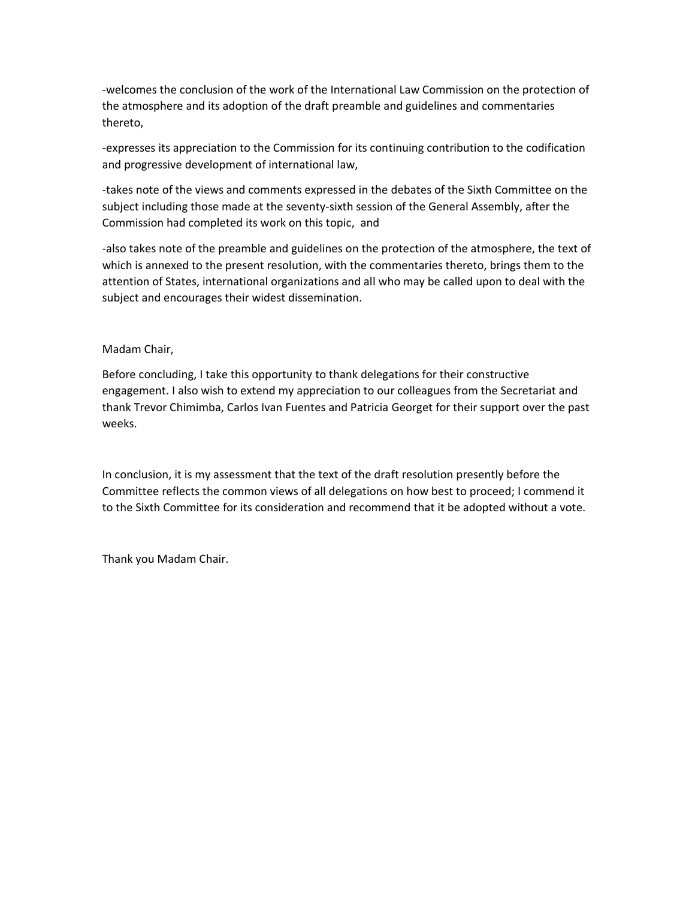-welcomes the conclusion of the work of the International Law Commission on the protection of the atmosphere and its adoption of the draft preamble and guidelines and commentaries thereto,

-expresses its appreciation to the Commission for its continuing contribution to the codification and progressive development of international law,

-takes note of the views and comments expressed in the debates of the Sixth Committee on the subject including those made at the seventy-sixth session of the General Assembly, after the Commission had completed its work on this topic, and

-also takes note of the preamble and guidelines on the protection of the atmosphere, the text of which is annexed to the present resolution, with the commentaries thereto, brings them to the attention of States, international organizations and all who may be called upon to deal with the subject and encourages their widest dissemination.

Madam Chair,

Before concluding, I take this opportunity to thank delegations for their constructive engagement. I also wish to extend my appreciation to our colleagues from the Secretariat and thank Trevor Chimimba, Carlos Ivan Fuentes and Patricia Georget for their support over the past weeks.

In conclusion, it is my assessment that the text of the draft resolution presently before the Committee reflects the common views of all delegations on how best to proceed; I commend it to the Sixth Committee for its consideration and recommend that it be adopted without a vote.

Thank you Madam Chair.